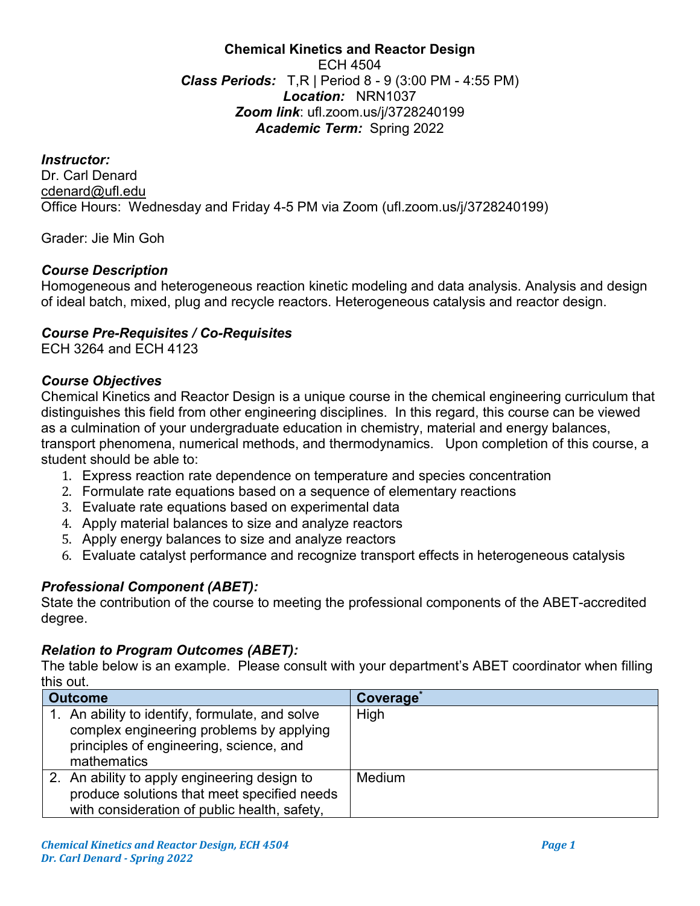**Chemical Kinetics and Reactor Design**
ECH 4504
***Class Periods:*** T,R | Period 8 - 9 (3:00 PM - 4:55 PM)
***Location:*** NRN1037
***Zoom link***: ufl.zoom.us/j/3728240199
***Academic Term:*** Spring 2022

***Instructor:***
Dr. Carl Denard
cdenard@ufl.edu
Office Hours: Wednesday and Friday 4-5 PM via Zoom (ufl.zoom.us/j/3728240199)

Grader: Jie Min Goh

### *Course Description*

Homogeneous and heterogeneous reaction kinetic modeling and data analysis. Analysis and design of ideal batch, mixed, plug and recycle reactors. Heterogeneous catalysis and reactor design.

### *Course Pre-Requisites / Co-Requisites*

ECH 3264 and ECH 4123

### *Course Objectives*

Chemical Kinetics and Reactor Design is a unique course in the chemical engineering curriculum that distinguishes this field from other engineering disciplines. In this regard, this course can be viewed as a culmination of your undergraduate education in chemistry, material and energy balances, transport phenomena, numerical methods, and thermodynamics. Upon completion of this course, a student should be able to:

1. Express reaction rate dependence on temperature and species concentration
2. Formulate rate equations based on a sequence of elementary reactions
3. Evaluate rate equations based on experimental data
4. Apply material balances to size and analyze reactors
5. Apply energy balances to size and analyze reactors
6. Evaluate catalyst performance and recognize transport effects in heterogeneous catalysis

### *Professional Component (ABET):*

State the contribution of the course to meeting the professional components of the ABET-accredited degree.

### *Relation to Program Outcomes (ABET):*

The table below is an example. Please consult with your department's ABET coordinator when filling this out.

| Outcome | Coverage* |
|---|---|
| 1. An ability to identify, formulate, and solve complex engineering problems by applying principles of engineering, science, and mathematics | High |
| 2. An ability to apply engineering design to produce solutions that meet specified needs with consideration of public health, safety, | Medium |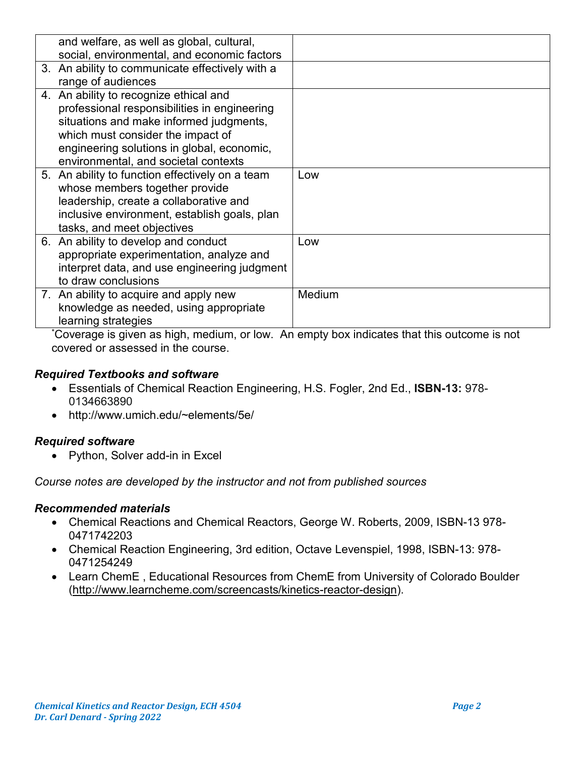| | |
|---|---|
| and welfare, as well as global, cultural, social, environmental, and economic factors | |
| 3. An ability to communicate effectively with a range of audiences | |
| 4. An ability to recognize ethical and professional responsibilities in engineering situations and make informed judgments, which must consider the impact of engineering solutions in global, economic, environmental, and societal contexts | |
| 5. An ability to function effectively on a team whose members together provide leadership, create a collaborative and inclusive environment, establish goals, plan tasks, and meet objectives | Low |
| 6. An ability to develop and conduct appropriate experimentation, analyze and interpret data, and use engineering judgment to draw conclusions | Low |
| 7. An ability to acquire and apply new knowledge as needed, using appropriate learning strategies | Medium |

*Coverage is given as high, medium, or low. An empty box indicates that this outcome is not covered or assessed in the course.

### *Required Textbooks and software*

- Essentials of Chemical Reaction Engineering, H.S. Fogler, 2nd Ed., **ISBN-13:** 978-0134663890
- http://www.umich.edu/~elements/5e/

### *Required software*

- Python, Solver add-in in Excel

*Course notes are developed by the instructor and not from published sources*

### *Recommended materials*

- Chemical Reactions and Chemical Reactors, George W. Roberts, 2009, ISBN-13 978-0471742203
- Chemical Reaction Engineering, 3rd edition, Octave Levenspiel, 1998, ISBN-13: 978-0471254249
- Learn ChemE , Educational Resources from ChemE from University of Colorado Boulder (http://www.learncheme.com/screencasts/kinetics-reactor-design).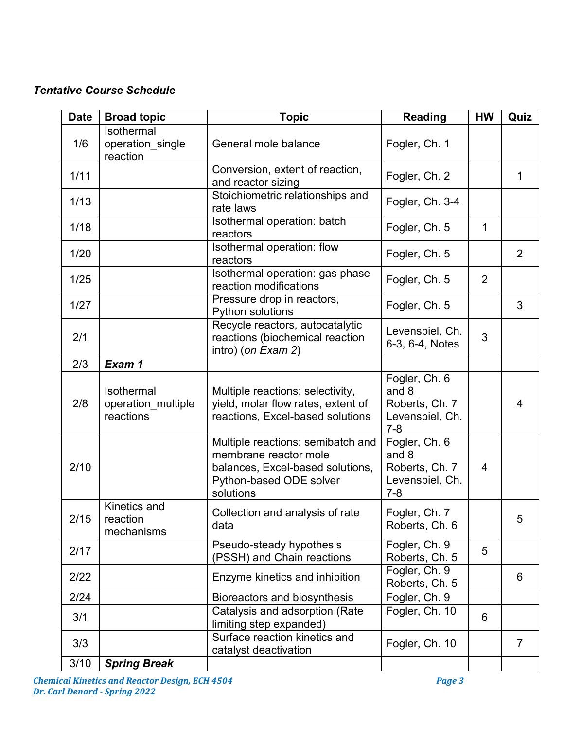*Tentative Course Schedule*

| Date | Broad topic | Topic | Reading | HW | Quiz |
|---|---|---|---|---|---|
| 1/6 | Isothermal operation_single reaction | General mole balance | Fogler, Ch. 1 | | |
| 1/11 | | Conversion, extent of reaction, and reactor sizing | Fogler, Ch. 2 | | 1 |
| 1/13 | | Stoichiometric relationships and rate laws | Fogler, Ch. 3-4 | | |
| 1/18 | | Isothermal operation: batch reactors | Fogler, Ch. 5 | 1 | |
| 1/20 | | Isothermal operation: flow reactors | Fogler, Ch. 5 | | 2 |
| 1/25 | | Isothermal operation: gas phase reaction modifications | Fogler, Ch. 5 | 2 | |
| 1/27 | | Pressure drop in reactors, Python solutions | Fogler, Ch. 5 | | 3 |
| 2/1 | | Recycle reactors, autocatalytic reactions (biochemical reaction intro) (*on Exam 2*) | Levenspiel, Ch. 6-3, 6-4, Notes | 3 | |
| 2/3 | ***Exam 1*** | | | | |
| 2/8 | Isothermal operation_multiple reactions | Multiple reactions: selectivity, yield, molar flow rates, extent of reactions, Excel-based solutions | Fogler, Ch. 6 and 8 Roberts, Ch. 7 Levenspiel, Ch. 7-8 | | 4 |
| 2/10 | | Multiple reactions: semibatch and membrane reactor mole balances, Excel-based solutions, Python-based ODE solver solutions | Fogler, Ch. 6 and 8 Roberts, Ch. 7 Levenspiel, Ch. 7-8 | 4 | |
| 2/15 | Kinetics and reaction mechanisms | Collection and analysis of rate data | Fogler, Ch. 7 Roberts, Ch. 6 | | 5 |
| 2/17 | | Pseudo-steady hypothesis (PSSH) and Chain reactions | Fogler, Ch. 9 Roberts, Ch. 5 | 5 | |
| 2/22 | | Enzyme kinetics and inhibition | Fogler, Ch. 9 Roberts, Ch. 5 | | 6 |
| 2/24 | | Bioreactors and biosynthesis | Fogler, Ch. 9 | | |
| 3/1 | | Catalysis and adsorption (Rate limiting step expanded) | Fogler, Ch. 10 | 6 | |
| 3/3 | | Surface reaction kinetics and catalyst deactivation | Fogler, Ch. 10 | | 7 |
| 3/10 | ***Spring Break*** | | | | |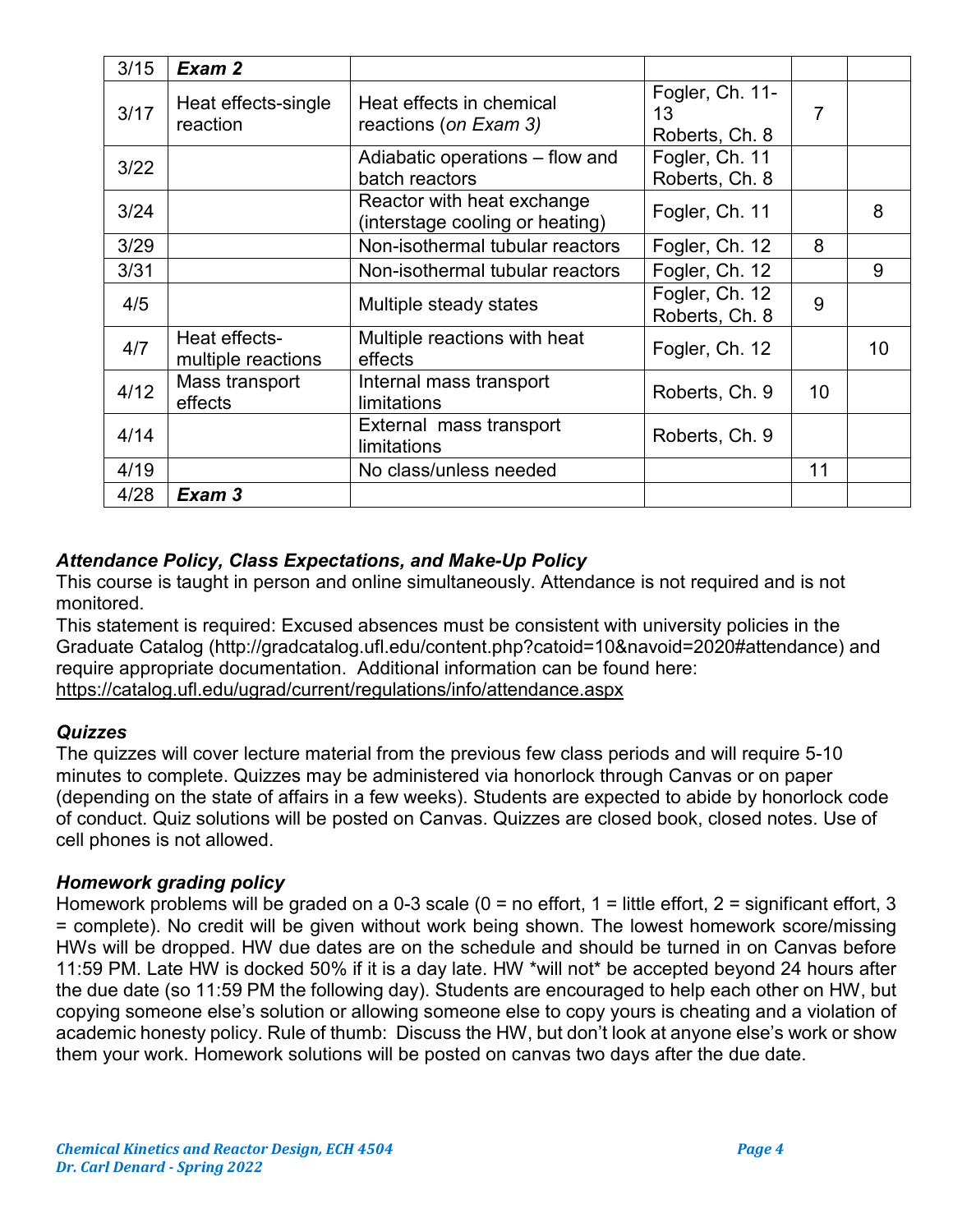| | | | | | |
|---|---|---|---|---|---|
| 3/15 | ***Exam 2*** | | | | |
| 3/17 | Heat effects-single reaction | Heat effects in chemical reactions (*on Exam 3)* | Fogler, Ch. 11-13<br>Roberts, Ch. 8 | 7 | |
| 3/22 | | Adiabatic operations – flow and batch reactors | Fogler, Ch. 11<br>Roberts, Ch. 8 | | |
| 3/24 | | Reactor with heat exchange (interstage cooling or heating) | Fogler, Ch. 11 | | 8 |
| 3/29 | | Non-isothermal tubular reactors | Fogler, Ch. 12 | 8 | |
| 3/31 | | Non-isothermal tubular reactors | Fogler, Ch. 12 | | 9 |
| 4/5 | | Multiple steady states | Fogler, Ch. 12<br>Roberts, Ch. 8 | 9 | |
| 4/7 | Heat effects-multiple reactions | Multiple reactions with heat effects | Fogler, Ch. 12 | | 10 |
| 4/12 | Mass transport effects | Internal mass transport limitations | Roberts, Ch. 9 | 10 | |
| 4/14 | | External mass transport limitations | Roberts, Ch. 9 | | |
| 4/19 | | No class/unless needed | | 11 | |
| 4/28 | ***Exam 3*** | | | | |

### *Attendance Policy, Class Expectations, and Make-Up Policy*

This course is taught in person and online simultaneously. Attendance is not required and is not monitored.

This statement is required: Excused absences must be consistent with university policies in the Graduate Catalog (http://gradcatalog.ufl.edu/content.php?catoid=10&navoid=2020#attendance) and require appropriate documentation. Additional information can be found here: https://catalog.ufl.edu/ugrad/current/regulations/info/attendance.aspx

### *Quizzes*

The quizzes will cover lecture material from the previous few class periods and will require 5-10 minutes to complete. Quizzes may be administered via honorlock through Canvas or on paper (depending on the state of affairs in a few weeks). Students are expected to abide by honorlock code of conduct. Quiz solutions will be posted on Canvas. Quizzes are closed book, closed notes. Use of cell phones is not allowed.

### *Homework grading policy*

Homework problems will be graded on a 0-3 scale (0 = no effort, 1 = little effort, 2 = significant effort, 3 = complete). No credit will be given without work being shown. The lowest homework score/missing HWs will be dropped. HW due dates are on the schedule and should be turned in on Canvas before 11:59 PM. Late HW is docked 50% if it is a day late. HW *will not* be accepted beyond 24 hours after the due date (so 11:59 PM the following day). Students are encouraged to help each other on HW, but copying someone else's solution or allowing someone else to copy yours is cheating and a violation of academic honesty policy. Rule of thumb: Discuss the HW, but don't look at anyone else's work or show them your work. Homework solutions will be posted on canvas two days after the due date.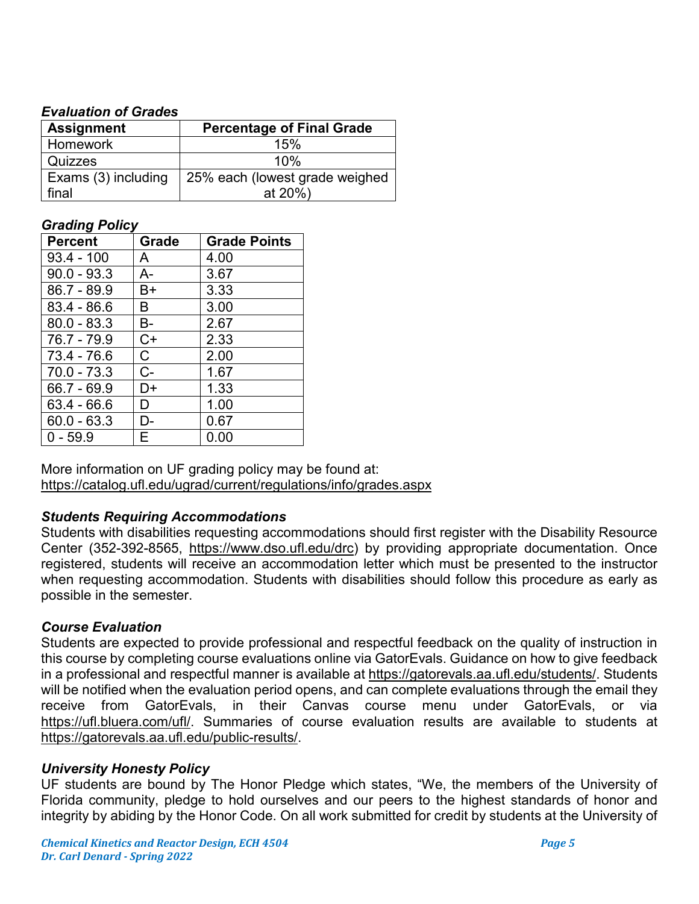***Evaluation of Grades***

| Assignment | Percentage of Final Grade |
|---|---|
| Homework | 15% |
| Quizzes | 10% |
| Exams (3) including final | 25% each (lowest grade weighed at 20%) |

***Grading Policy***

| Percent | Grade | Grade Points |
|---|---|---|
| 93.4 - 100 | A | 4.00 |
| 90.0 - 93.3 | A- | 3.67 |
| 86.7 - 89.9 | B+ | 3.33 |
| 83.4 - 86.6 | B | 3.00 |
| 80.0 - 83.3 | B- | 2.67 |
| 76.7 - 79.9 | C+ | 2.33 |
| 73.4 - 76.6 | C | 2.00 |
| 70.0 - 73.3 | C- | 1.67 |
| 66.7 - 69.9 | D+ | 1.33 |
| 63.4 - 66.6 | D | 1.00 |
| 60.0 - 63.3 | D- | 0.67 |
| 0 - 59.9 | E | 0.00 |

More information on UF grading policy may be found at:
https://catalog.ufl.edu/ugrad/current/regulations/info/grades.aspx

***Students Requiring Accommodations***

Students with disabilities requesting accommodations should first register with the Disability Resource Center (352-392-8565, https://www.dso.ufl.edu/drc) by providing appropriate documentation. Once registered, students will receive an accommodation letter which must be presented to the instructor when requesting accommodation. Students with disabilities should follow this procedure as early as possible in the semester.

***Course Evaluation***

Students are expected to provide professional and respectful feedback on the quality of instruction in this course by completing course evaluations online via GatorEvals. Guidance on how to give feedback in a professional and respectful manner is available at https://gatorevals.aa.ufl.edu/students/. Students will be notified when the evaluation period opens, and can complete evaluations through the email they receive from GatorEvals, in their Canvas course menu under GatorEvals, or via https://ufl.bluera.com/ufl/. Summaries of course evaluation results are available to students at https://gatorevals.aa.ufl.edu/public-results/.

***University Honesty Policy***

UF students are bound by The Honor Pledge which states, "We, the members of the University of Florida community, pledge to hold ourselves and our peers to the highest standards of honor and integrity by abiding by the Honor Code. On all work submitted for credit by students at the University of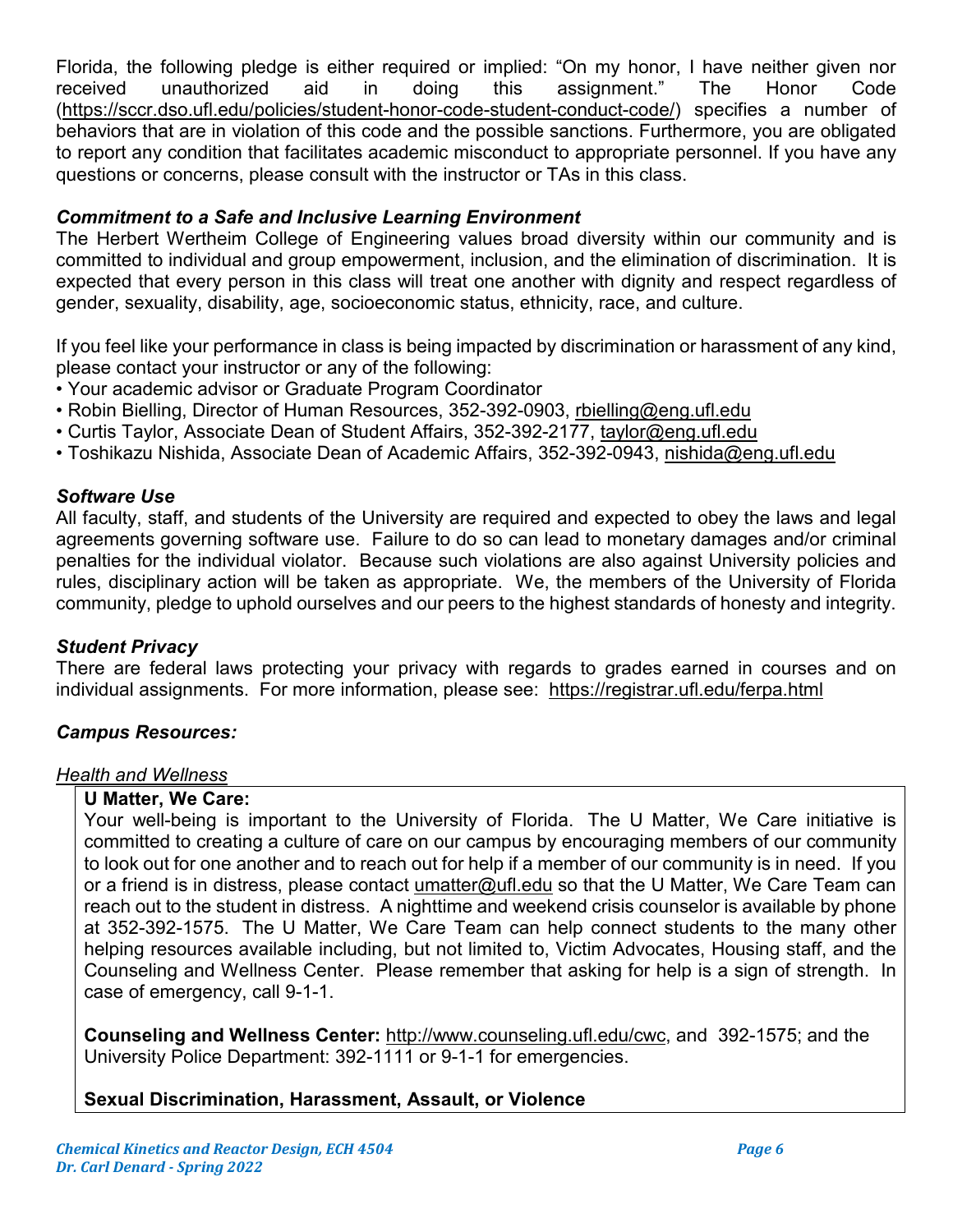Florida, the following pledge is either required or implied: "On my honor, I have neither given nor received unauthorized aid in doing this assignment." The Honor Code (https://sccr.dso.ufl.edu/policies/student-honor-code-student-conduct-code/) specifies a number of behaviors that are in violation of this code and the possible sanctions. Furthermore, you are obligated to report any condition that facilitates academic misconduct to appropriate personnel. If you have any questions or concerns, please consult with the instructor or TAs in this class.

### *Commitment to a Safe and Inclusive Learning Environment*

The Herbert Wertheim College of Engineering values broad diversity within our community and is committed to individual and group empowerment, inclusion, and the elimination of discrimination. It is expected that every person in this class will treat one another with dignity and respect regardless of gender, sexuality, disability, age, socioeconomic status, ethnicity, race, and culture.

If you feel like your performance in class is being impacted by discrimination or harassment of any kind, please contact your instructor or any of the following:

- Your academic advisor or Graduate Program Coordinator
- Robin Bielling, Director of Human Resources, 352-392-0903, rbielling@eng.ufl.edu
- Curtis Taylor, Associate Dean of Student Affairs, 352-392-2177, taylor@eng.ufl.edu
- Toshikazu Nishida, Associate Dean of Academic Affairs, 352-392-0943, nishida@eng.ufl.edu

### *Software Use*

All faculty, staff, and students of the University are required and expected to obey the laws and legal agreements governing software use. Failure to do so can lead to monetary damages and/or criminal penalties for the individual violator. Because such violations are also against University policies and rules, disciplinary action will be taken as appropriate. We, the members of the University of Florida community, pledge to uphold ourselves and our peers to the highest standards of honesty and integrity.

### *Student Privacy*

There are federal laws protecting your privacy with regards to grades earned in courses and on individual assignments. For more information, please see: https://registrar.ufl.edu/ferpa.html

### *Campus Resources:*

*Health and Wellness*

**U Matter, We Care:**
Your well-being is important to the University of Florida. The U Matter, We Care initiative is committed to creating a culture of care on our campus by encouraging members of our community to look out for one another and to reach out for help if a member of our community is in need. If you or a friend is in distress, please contact umatter@ufl.edu so that the U Matter, We Care Team can reach out to the student in distress. A nighttime and weekend crisis counselor is available by phone at 352-392-1575. The U Matter, We Care Team can help connect students to the many other helping resources available including, but not limited to, Victim Advocates, Housing staff, and the Counseling and Wellness Center. Please remember that asking for help is a sign of strength. In case of emergency, call 9-1-1.

**Counseling and Wellness Center:** http://www.counseling.ufl.edu/cwc, and 392-1575; and the University Police Department: 392-1111 or 9-1-1 for emergencies.

**Sexual Discrimination, Harassment, Assault, or Violence**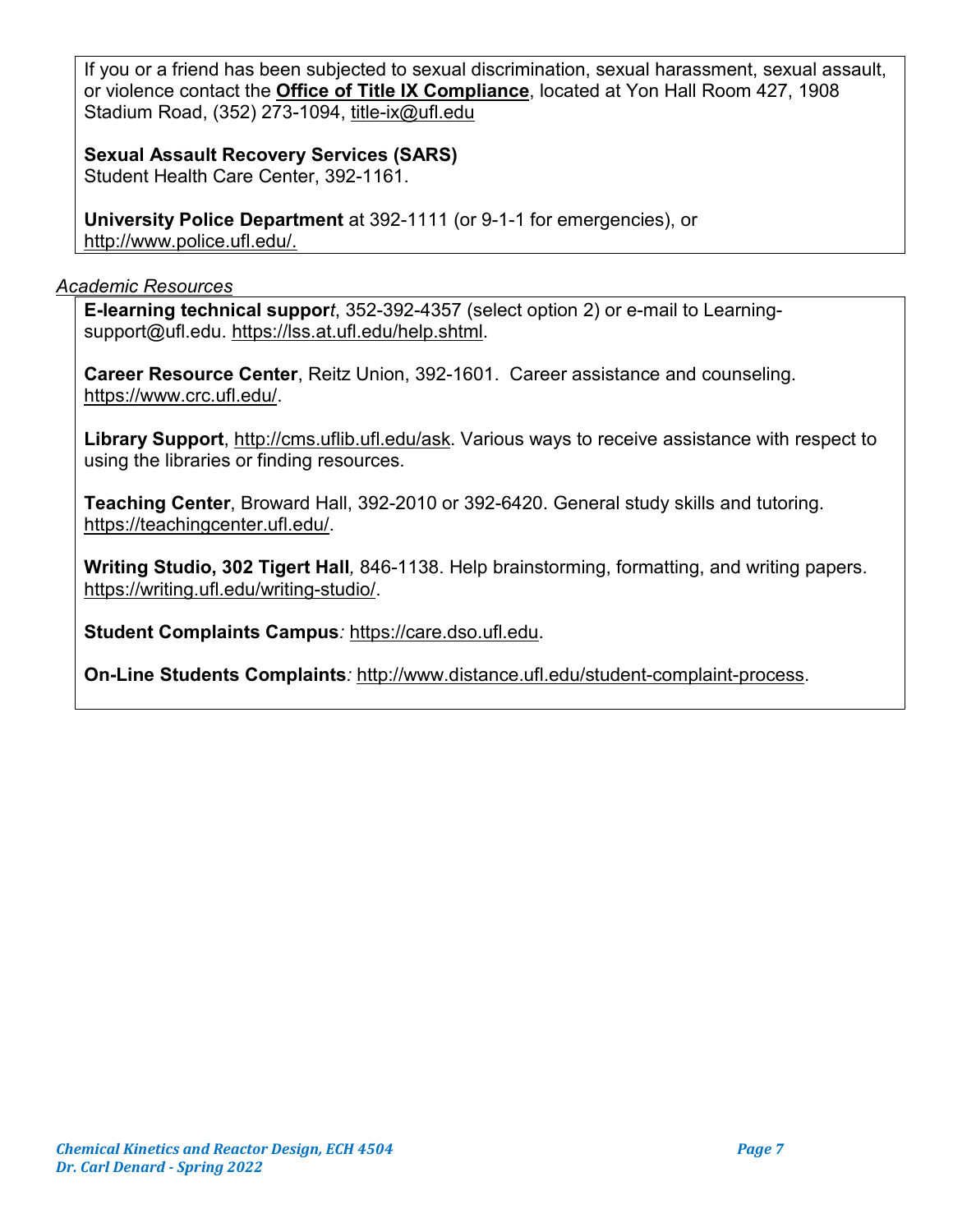If you or a friend has been subjected to sexual discrimination, sexual harassment, sexual assault, or violence contact the **Office of Title IX Compliance**, located at Yon Hall Room 427, 1908 Stadium Road, (352) 273-1094, title-ix@ufl.edu

**Sexual Assault Recovery Services (SARS)**
Student Health Care Center, 392-1161.

**University Police Department** at 392-1111 (or 9-1-1 for emergencies), or http://www.police.ufl.edu/.

*Academic Resources*

**E-learning technical support**, 352-392-4357 (select option 2) or e-mail to Learning-support@ufl.edu. https://lss.at.ufl.edu/help.shtml.

**Career Resource Center**, Reitz Union, 392-1601. Career assistance and counseling. https://www.crc.ufl.edu/.

**Library Support**, http://cms.uflib.ufl.edu/ask. Various ways to receive assistance with respect to using the libraries or finding resources.

**Teaching Center**, Broward Hall, 392-2010 or 392-6420. General study skills and tutoring. https://teachingcenter.ufl.edu/.

**Writing Studio, 302 Tigert Hall**, 846-1138. Help brainstorming, formatting, and writing papers. https://writing.ufl.edu/writing-studio/.

**Student Complaints Campus**: https://care.dso.ufl.edu.

**On-Line Students Complaints**: http://www.distance.ufl.edu/student-complaint-process.